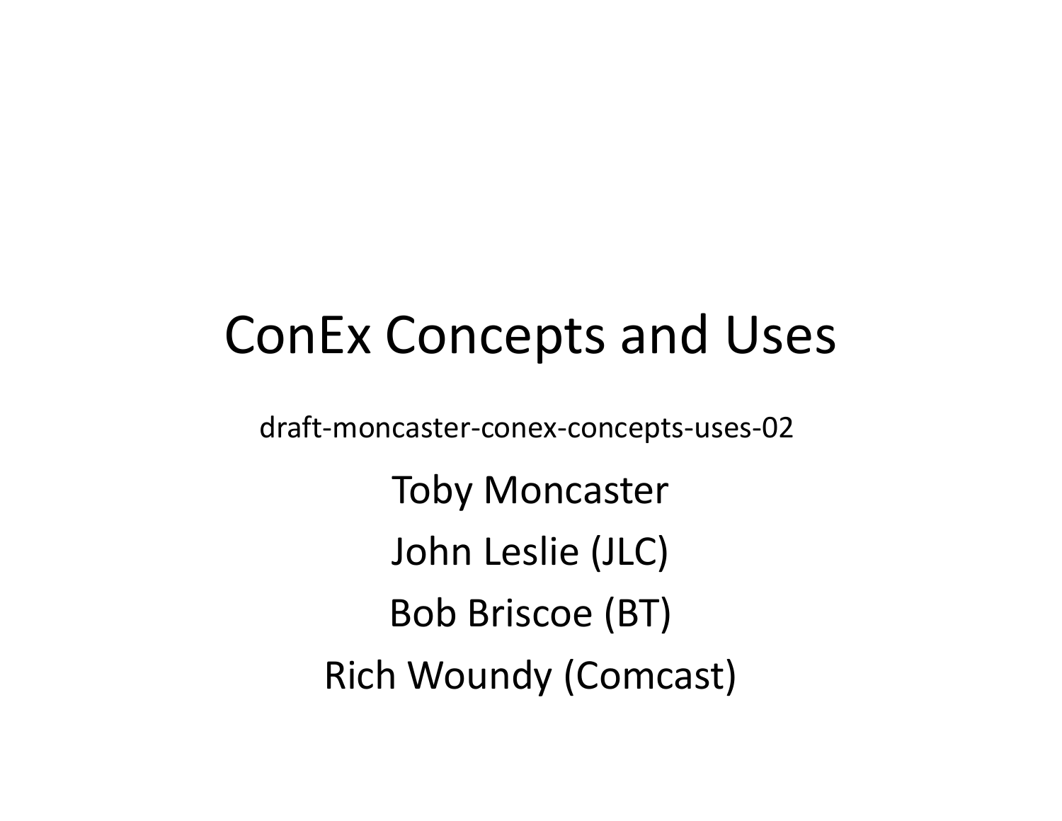# ConEx Concepts and Uses

draft-moncaster-conex-concepts-uses-02

Toby Moncaster

John Leslie (JLC)

Bob Briscoe (BT)

Rich Woundy (Comcast)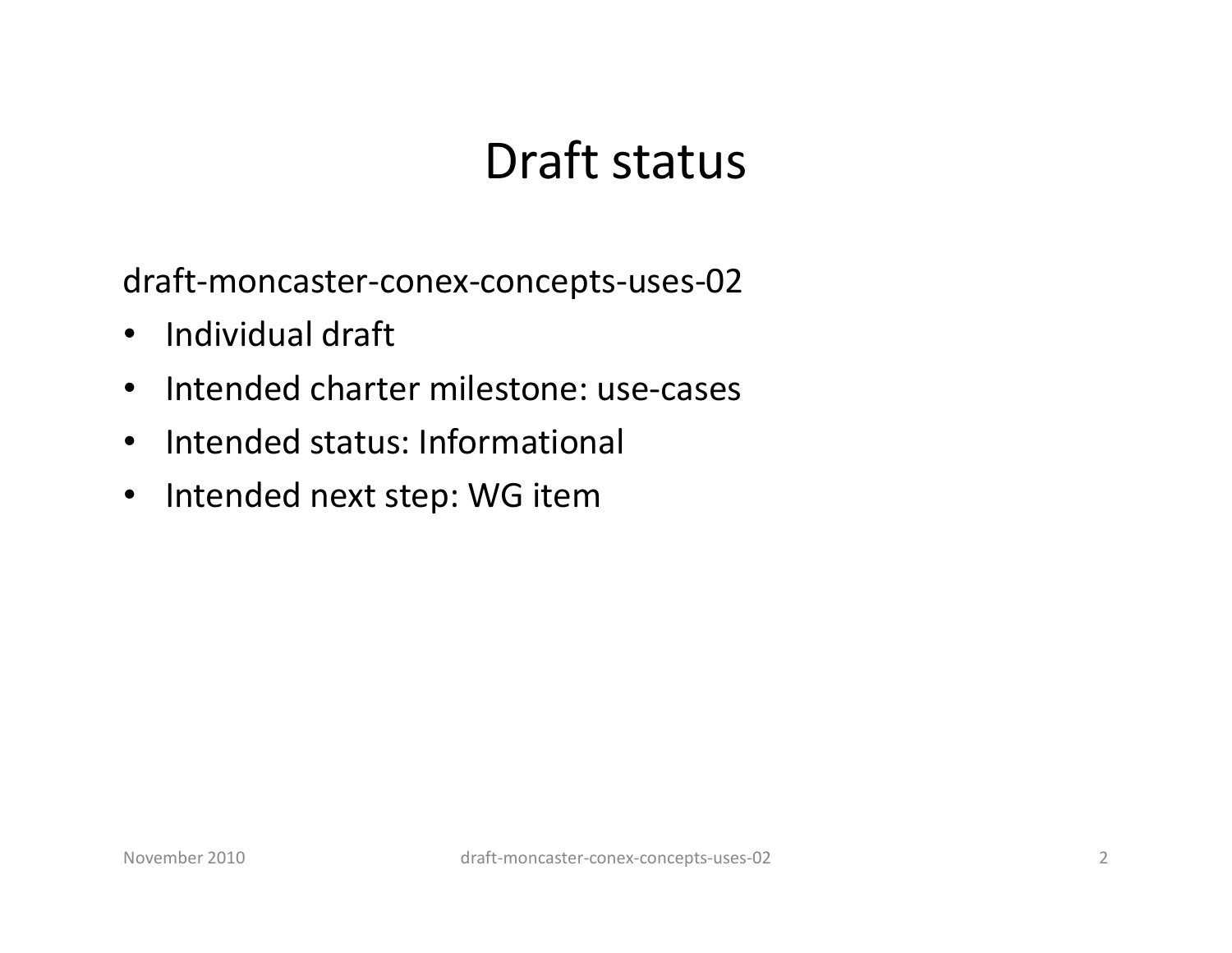# Draft status

draft-moncaster-conex-concepts-uses-02

- Individual draft
- Intended charter milestone: use-cases
- Intended status: Informational
- Intended next step: WG item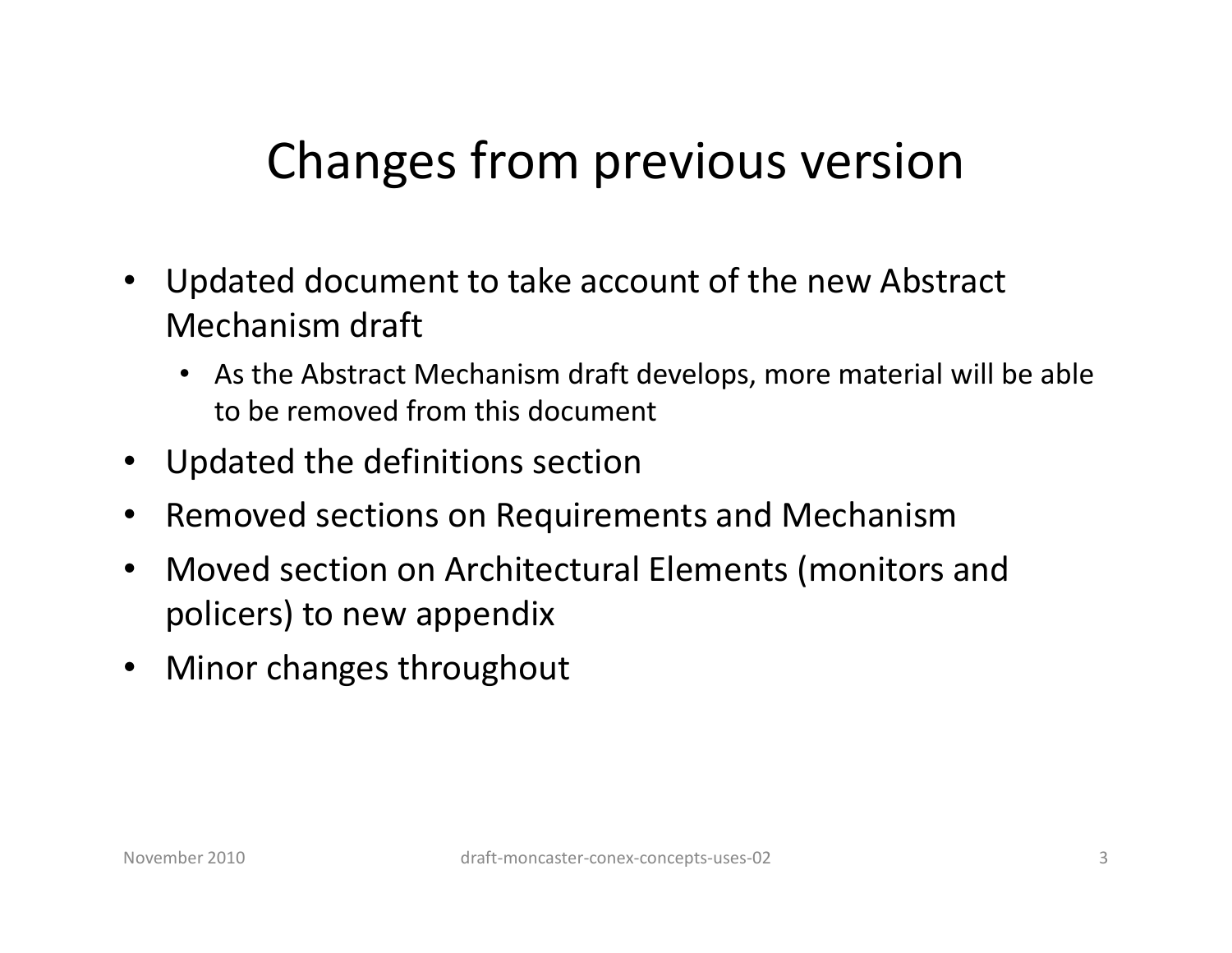# Changes from previous version

- Updated document to take account of the new Abstract Mechanism draft
  - As the Abstract Mechanism draft develops, more material will be able to be removed from this document
- Updated the definitions section
- Removed sections on Requirements and Mechanism
- Moved section on Architectural Elements (monitors and policers) to new appendix
- Minor changes throughout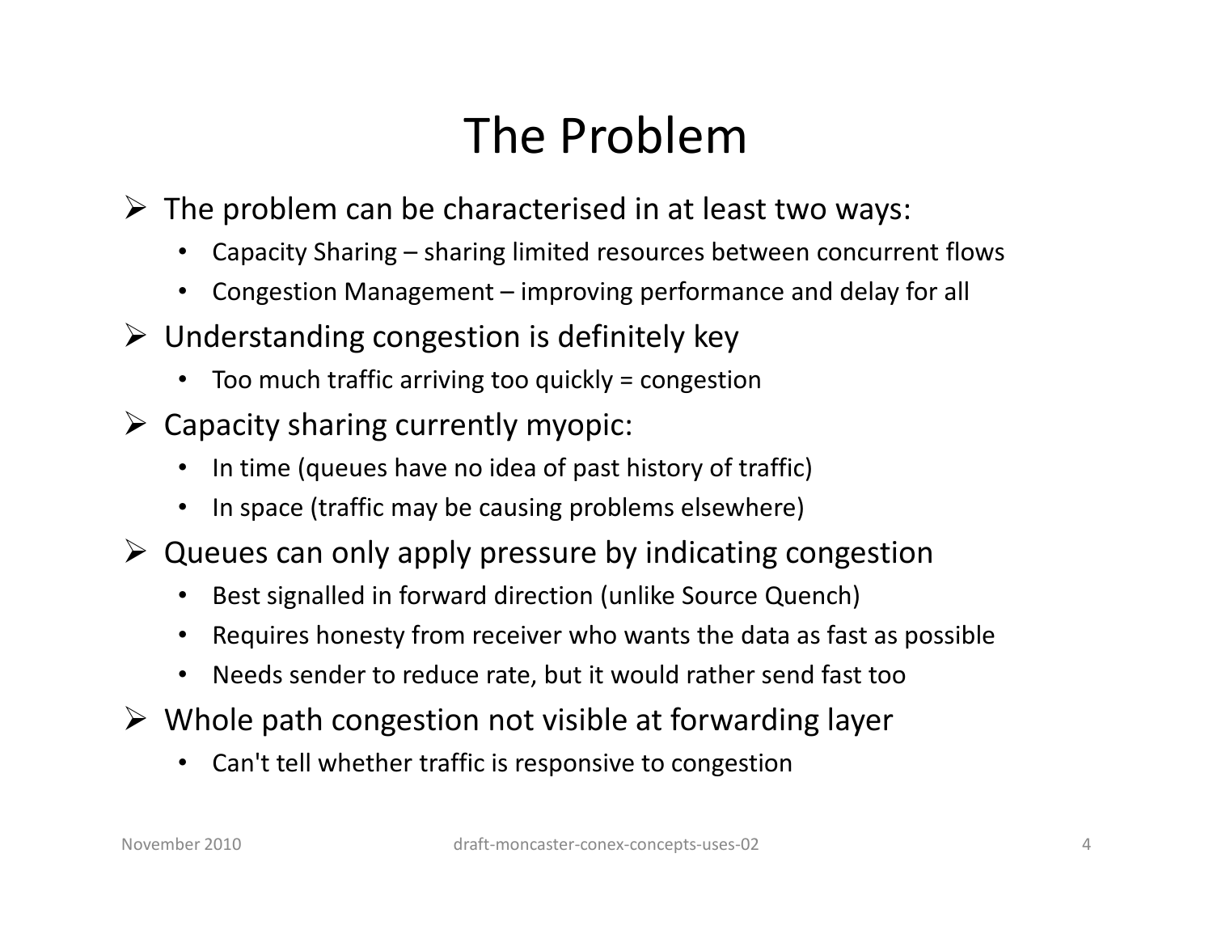# The Problem

- The problem can be characterised in at least two ways:
  - Capacity Sharing – sharing limited resources between concurrent flows
  - Congestion Management – improving performance and delay for all
- Understanding congestion is definitely key
  - Too much traffic arriving too quickly = congestion
- Capacity sharing currently myopic:
  - In time (queues have no idea of past history of traffic)
  - In space (traffic may be causing problems elsewhere)
- Queues can only apply pressure by indicating congestion
  - Best signalled in forward direction (unlike Source Quench)
  - Requires honesty from receiver who wants the data as fast as possible
  - Needs sender to reduce rate, but it would rather send fast too
- Whole path congestion not visible at forwarding layer
  - Can't tell whether traffic is responsive to congestion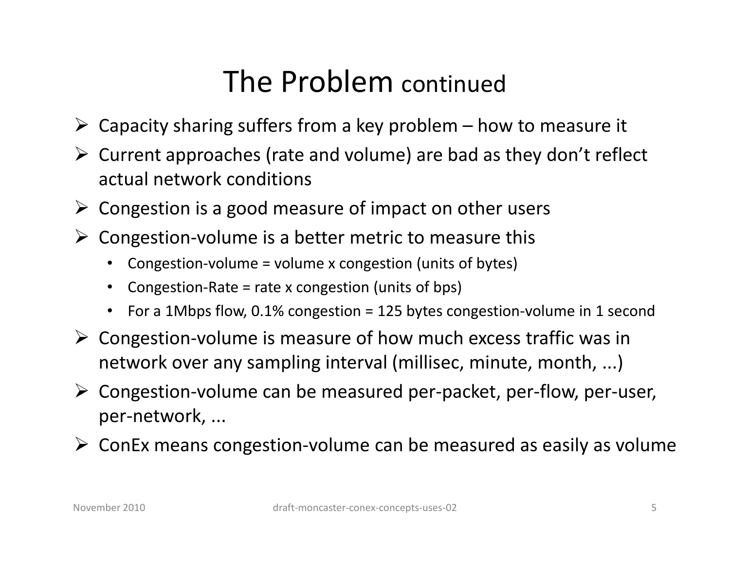# The Problem continued

- Capacity sharing suffers from a key problem – how to measure it
- Current approaches (rate and volume) are bad as they don't reflect actual network conditions
- Congestion is a good measure of impact on other users
- Congestion-volume is a better metric to measure this
  - Congestion-volume = volume x congestion (units of bytes)
  - Congestion-Rate = rate x congestion (units of bps)
  - For a 1Mbps flow, 0.1% congestion = 125 bytes congestion-volume in 1 second
- Congestion-volume is measure of how much excess traffic was in network over any sampling interval (millisec, minute, month, ...)
- Congestion-volume can be measured per-packet, per-flow, per-user, per-network, ...
- ConEx means congestion-volume can be measured as easily as volume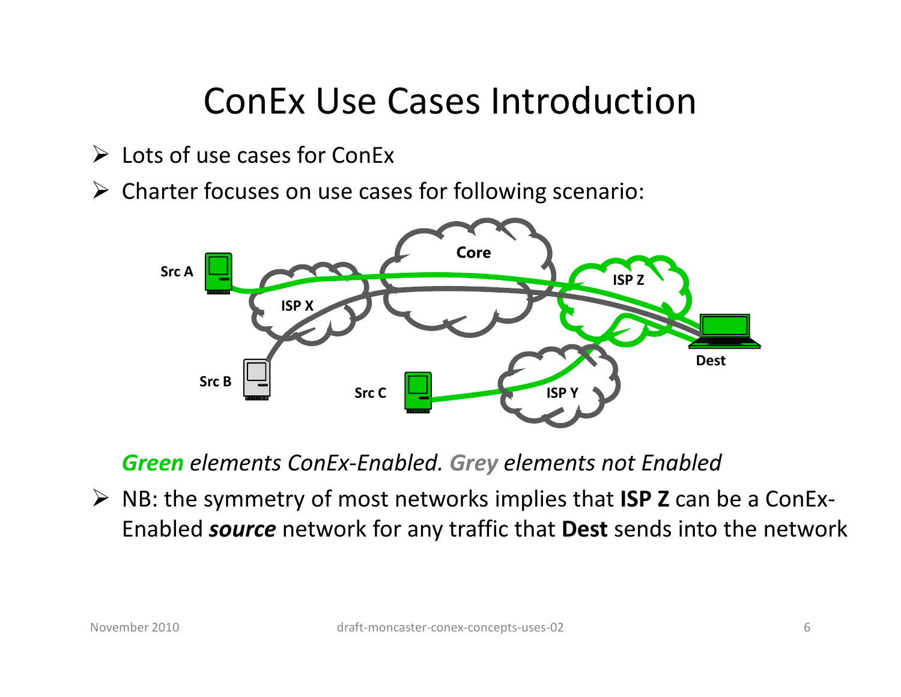# ConEx Use Cases Introduction

- Lots of use cases for ConEx
- Charter focuses on use cases for following scenario:

Src A, Src B, Src C, ISP X, Core, ISP Z, ISP Y, Dest

***Green*** *elements ConEx-Enabled.* ***Grey*** *elements not Enabled*

- NB: the symmetry of most networks implies that **ISP Z** can be a ConEx-Enabled ***source*** network for any traffic that **Dest** sends into the network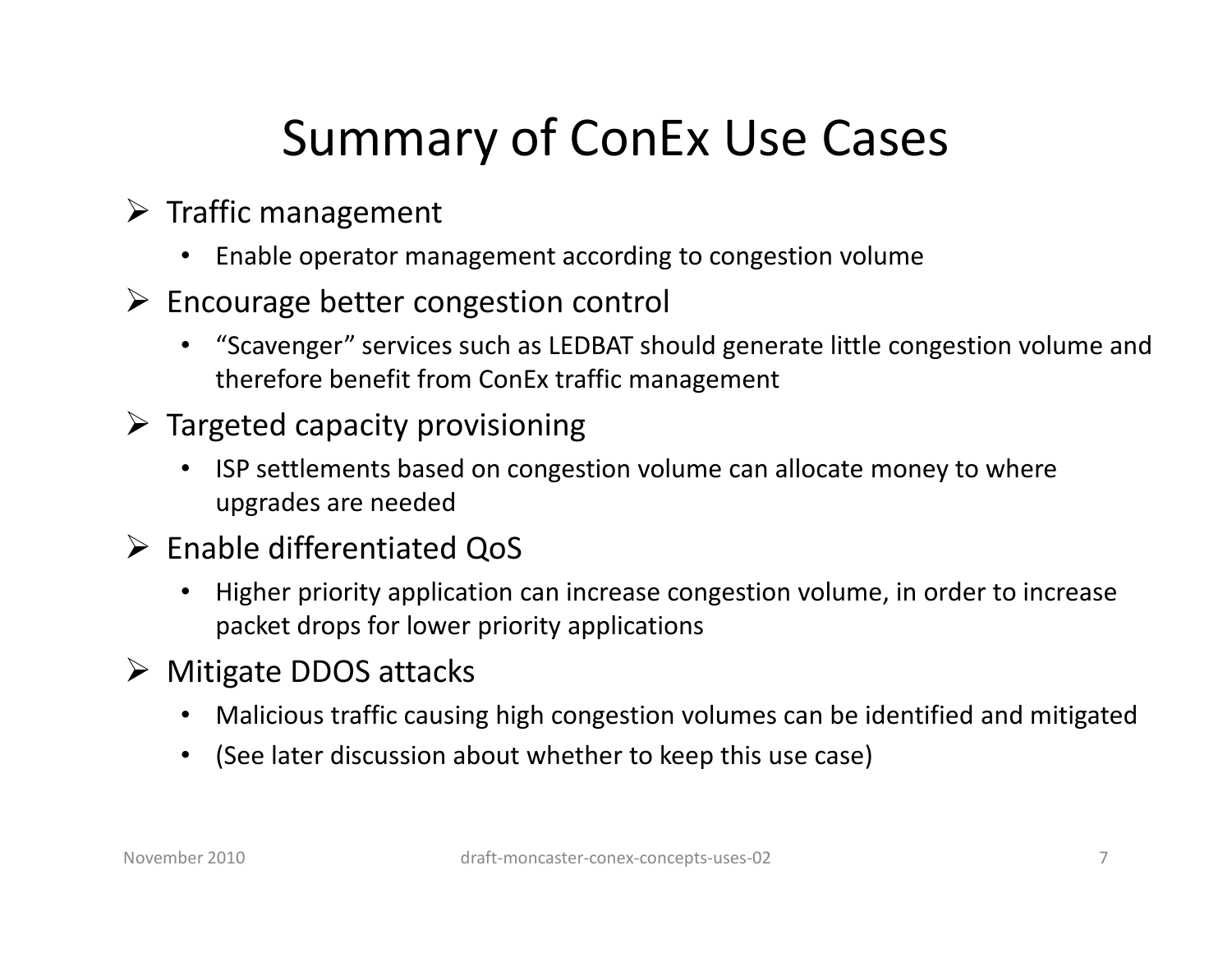# Summary of ConEx Use Cases

- Traffic management
  - Enable operator management according to congestion volume
- Encourage better congestion control
  - "Scavenger" services such as LEDBAT should generate little congestion volume and therefore benefit from ConEx traffic management
- Targeted capacity provisioning
  - ISP settlements based on congestion volume can allocate money to where upgrades are needed
- Enable differentiated QoS
  - Higher priority application can increase congestion volume, in order to increase packet drops for lower priority applications
- Mitigate DDOS attacks
  - Malicious traffic causing high congestion volumes can be identified and mitigated
  - (See later discussion about whether to keep this use case)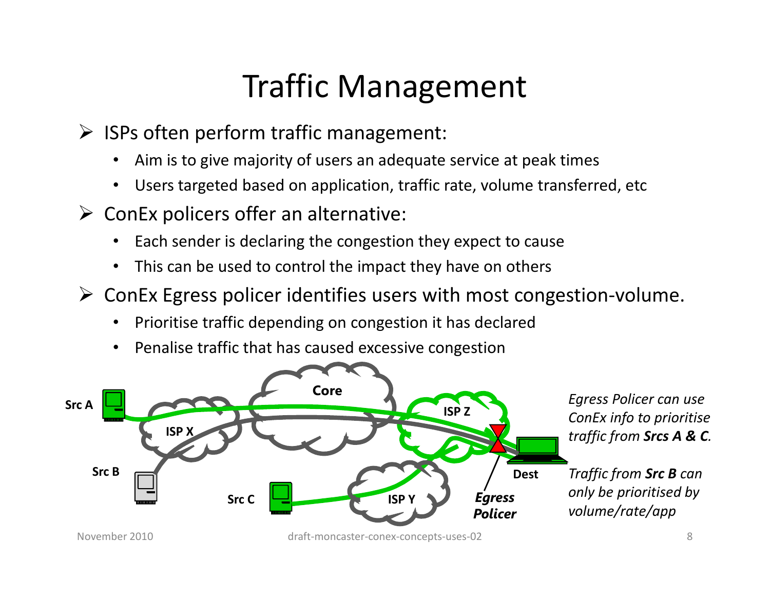# Traffic Management

- ISPs often perform traffic management:
  - Aim is to give majority of users an adequate service at peak times
  - Users targeted based on application, traffic rate, volume transferred, etc
- ConEx policers offer an alternative:
  - Each sender is declaring the congestion they expect to cause
  - This can be used to control the impact they have on others
- ConEx Egress policer identifies users with most congestion-volume.
  - Prioritise traffic depending on congestion it has declared
  - Penalise traffic that has caused excessive congestion

Src A, Src B, Src C, ISP X, Core, ISP Y, ISP Z, Dest, Egress Policer

*Egress Policer can use ConEx info to prioritise traffic from **Srcs A & C**.*

*Traffic from **Src B** can only be prioritised by volume/rate/app*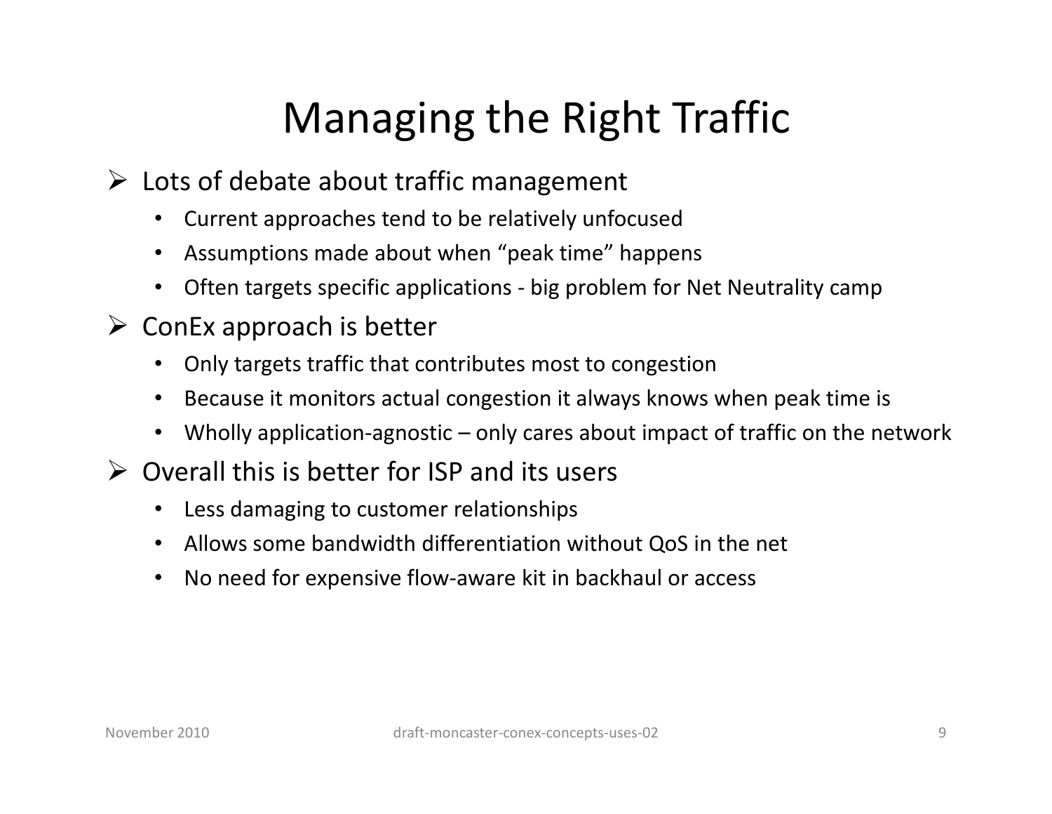# Managing the Right Traffic

- Lots of debate about traffic management
  - Current approaches tend to be relatively unfocused
  - Assumptions made about when "peak time" happens
  - Often targets specific applications - big problem for Net Neutrality camp
- ConEx approach is better
  - Only targets traffic that contributes most to congestion
  - Because it monitors actual congestion it always knows when peak time is
  - Wholly application-agnostic – only cares about impact of traffic on the network
- Overall this is better for ISP and its users
  - Less damaging to customer relationships
  - Allows some bandwidth differentiation without QoS in the net
  - No need for expensive flow-aware kit in backhaul or access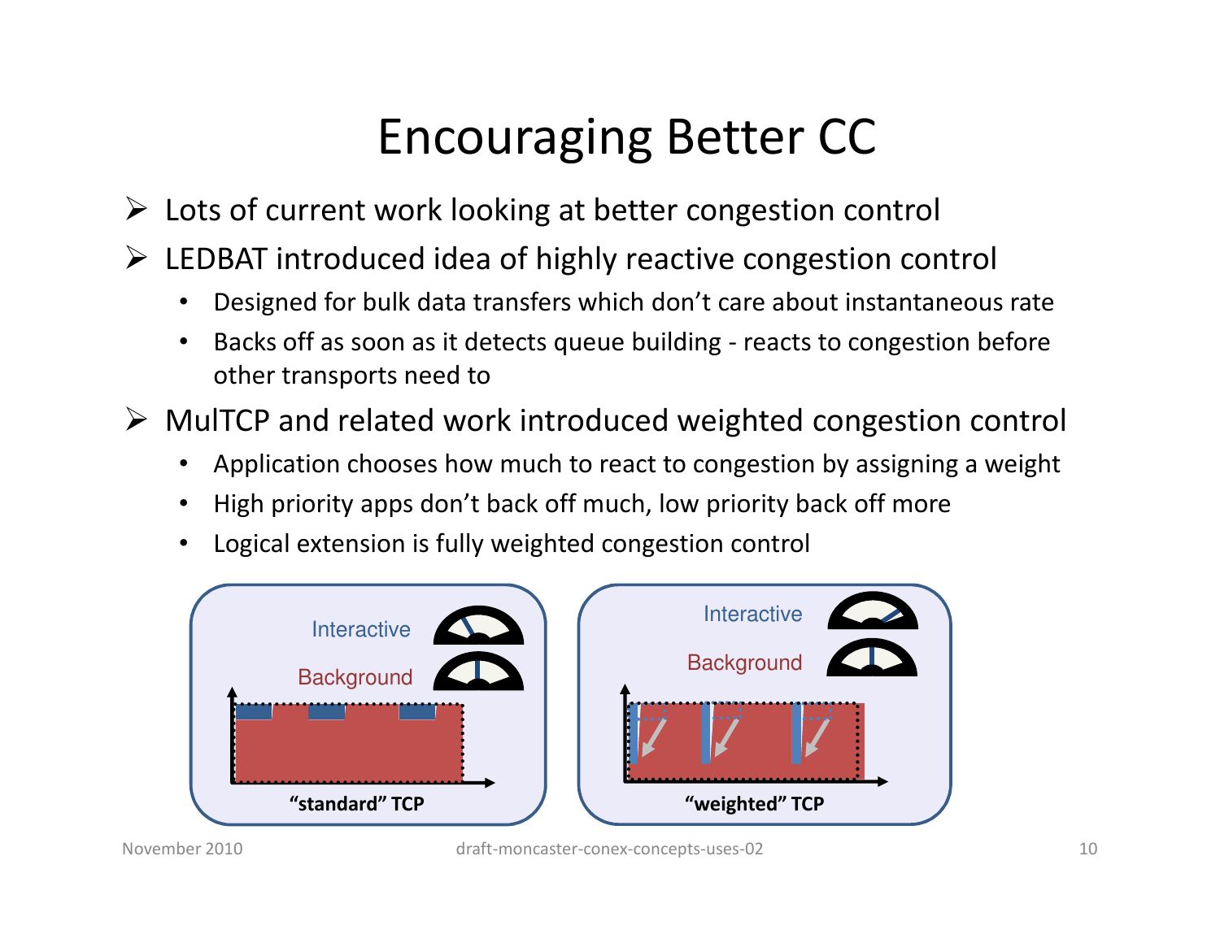# Encouraging Better CC

- Lots of current work looking at better congestion control
- LEDBAT introduced idea of highly reactive congestion control
  - Designed for bulk data transfers which don't care about instantaneous rate
  - Backs off as soon as it detects queue building - reacts to congestion before other transports need to
- MulTCP and related work introduced weighted congestion control
  - Application chooses how much to react to congestion by assigning a weight
  - High priority apps don't back off much, low priority back off more
  - Logical extension is fully weighted congestion control

Interactive
Background
"standard" TCP

Interactive
Background
"weighted" TCP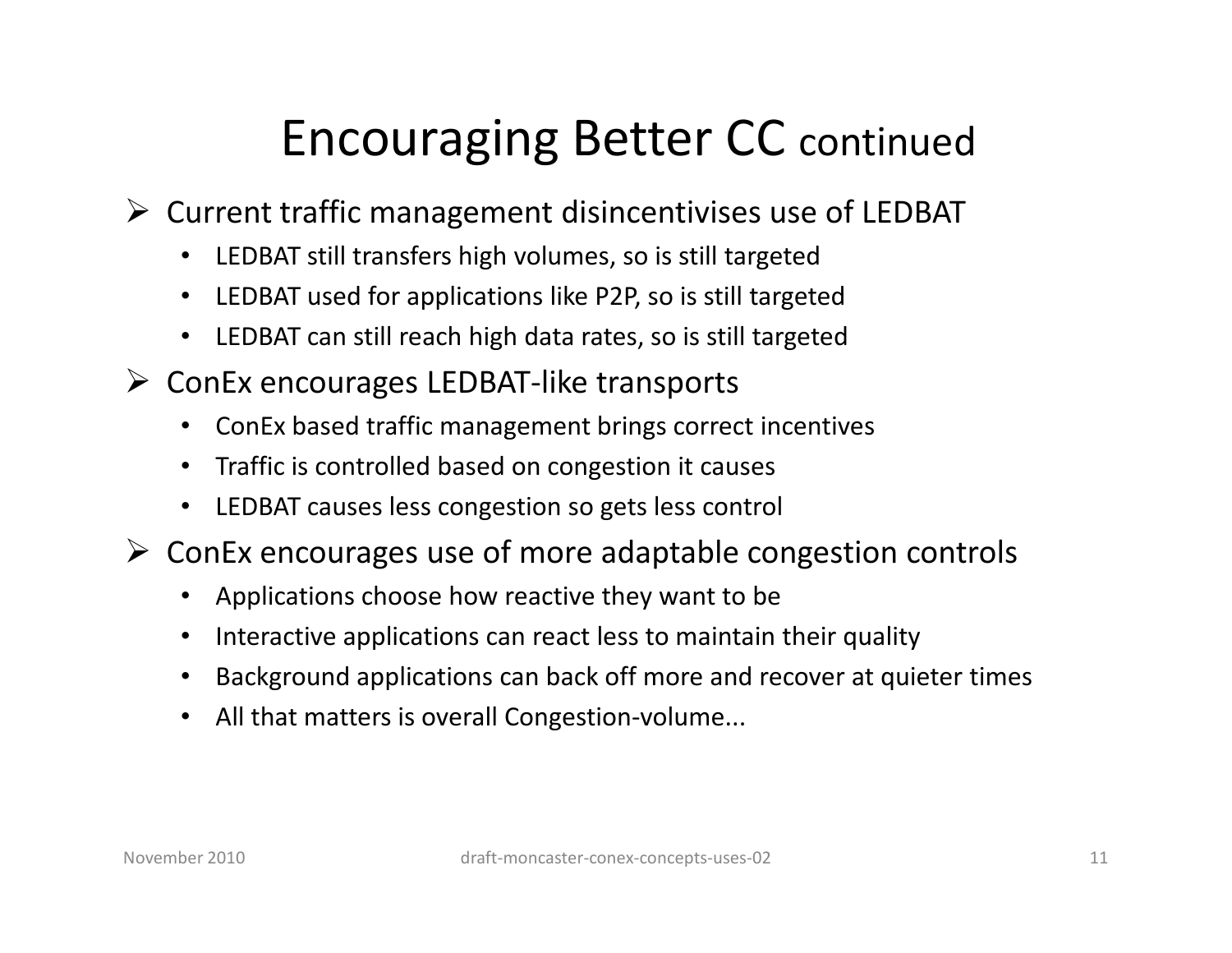# Encouraging Better CC continued

- Current traffic management disincentivises use of LEDBAT
  - LEDBAT still transfers high volumes, so is still targeted
  - LEDBAT used for applications like P2P, so is still targeted
  - LEDBAT can still reach high data rates, so is still targeted
- ConEx encourages LEDBAT-like transports
  - ConEx based traffic management brings correct incentives
  - Traffic is controlled based on congestion it causes
  - LEDBAT causes less congestion so gets less control
- ConEx encourages use of more adaptable congestion controls
  - Applications choose how reactive they want to be
  - Interactive applications can react less to maintain their quality
  - Background applications can back off more and recover at quieter times
  - All that matters is overall Congestion-volume...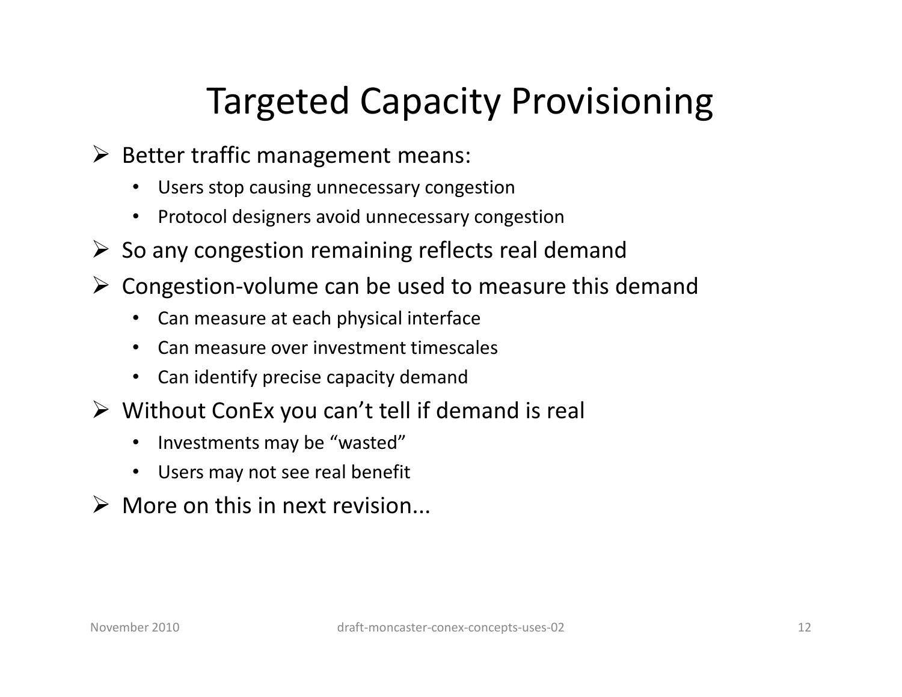# Targeted Capacity Provisioning

- Better traffic management means:
  - Users stop causing unnecessary congestion
  - Protocol designers avoid unnecessary congestion
- So any congestion remaining reflects real demand
- Congestion-volume can be used to measure this demand
  - Can measure at each physical interface
  - Can measure over investment timescales
  - Can identify precise capacity demand
- Without ConEx you can't tell if demand is real
  - Investments may be "wasted"
  - Users may not see real benefit
- More on this in next revision...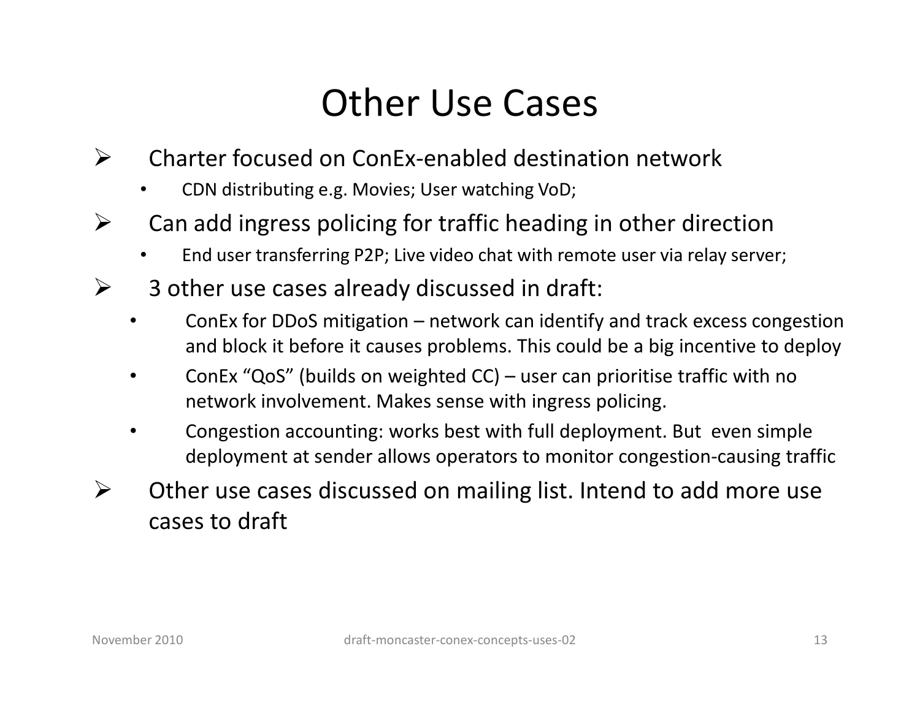# Other Use Cases

- Charter focused on ConEx-enabled destination network
  - CDN distributing e.g. Movies; User watching VoD;
- Can add ingress policing for traffic heading in other direction
  - End user transferring P2P; Live video chat with remote user via relay server;
- 3 other use cases already discussed in draft:
  - ConEx for DDoS mitigation – network can identify and track excess congestion and block it before it causes problems. This could be a big incentive to deploy
  - ConEx “QoS” (builds on weighted CC) – user can prioritise traffic with no network involvement. Makes sense with ingress policing.
  - Congestion accounting: works best with full deployment. But even simple deployment at sender allows operators to monitor congestion-causing traffic
- Other use cases discussed on mailing list. Intend to add more use cases to draft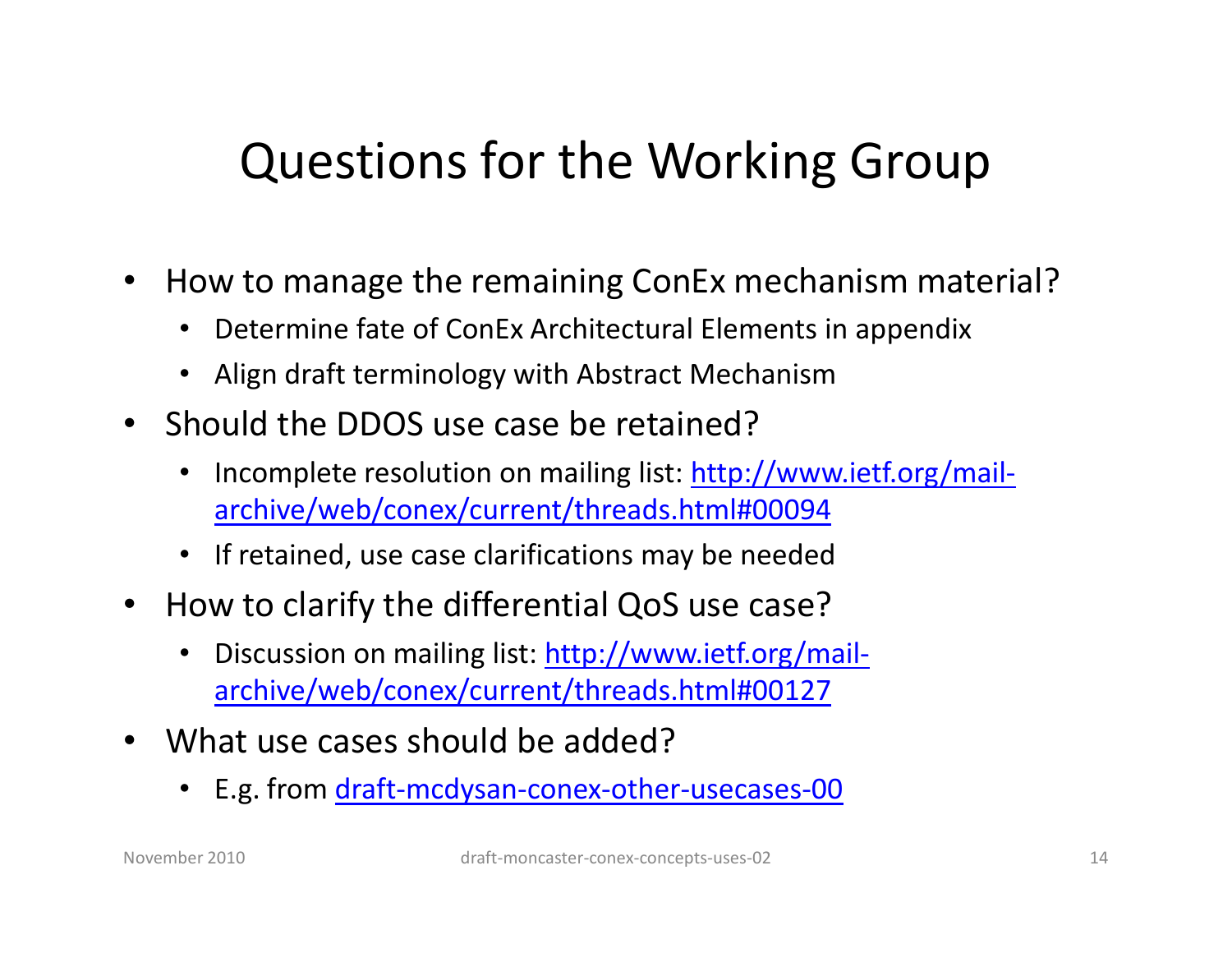# Questions for the Working Group

- How to manage the remaining ConEx mechanism material?
  - Determine fate of ConEx Architectural Elements in appendix
  - Align draft terminology with Abstract Mechanism
- Should the DDOS use case be retained?
  - Incomplete resolution on mailing list: [http://www.ietf.org/mail-archive/web/conex/current/threads.html#00094](http://www.ietf.org/mail-archive/web/conex/current/threads.html#00094)
  - If retained, use case clarifications may be needed
- How to clarify the differential QoS use case?
  - Discussion on mailing list: [http://www.ietf.org/mail-archive/web/conex/current/threads.html#00127](http://www.ietf.org/mail-archive/web/conex/current/threads.html#00127)
- What use cases should be added?
  - E.g. from draft-mcdysan-conex-other-usecases-00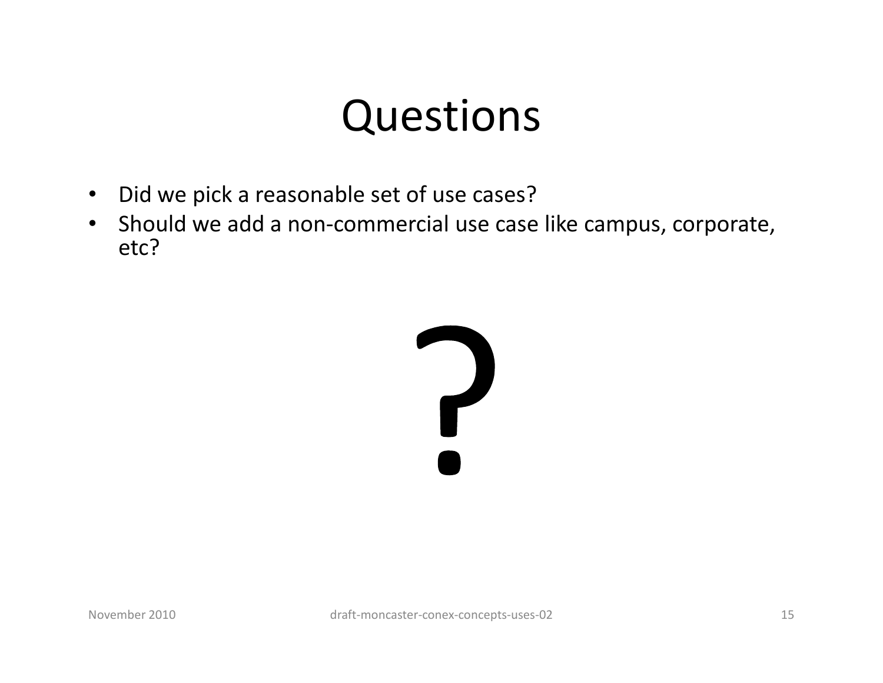# Questions

- Did we pick a reasonable set of use cases?
- Should we add a non-commercial use case like campus, corporate, etc?

?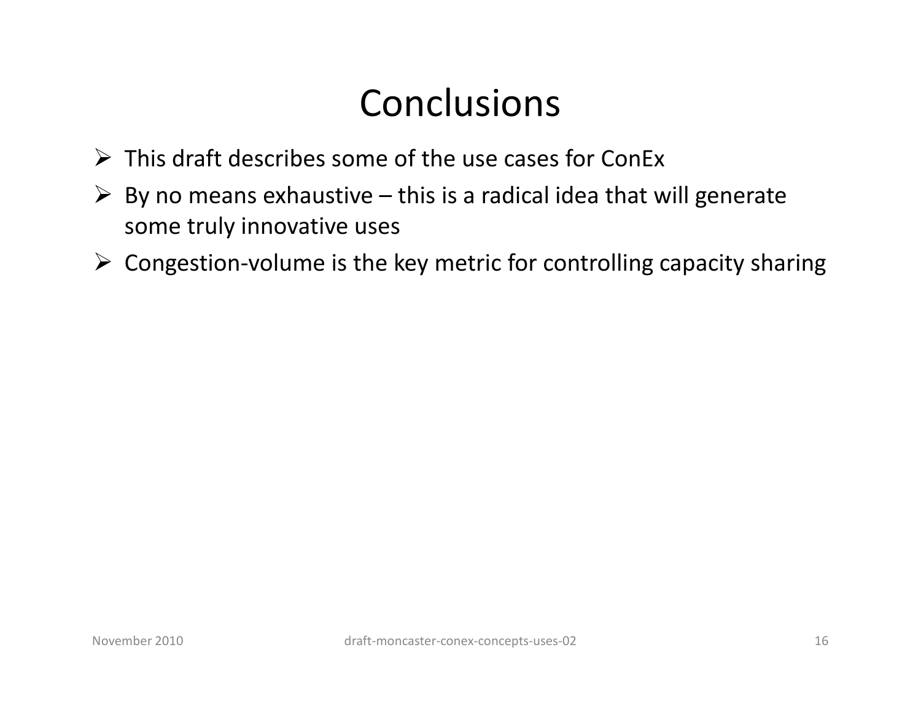# Conclusions

- This draft describes some of the use cases for ConEx
- By no means exhaustive – this is a radical idea that will generate some truly innovative uses
- Congestion-volume is the key metric for controlling capacity sharing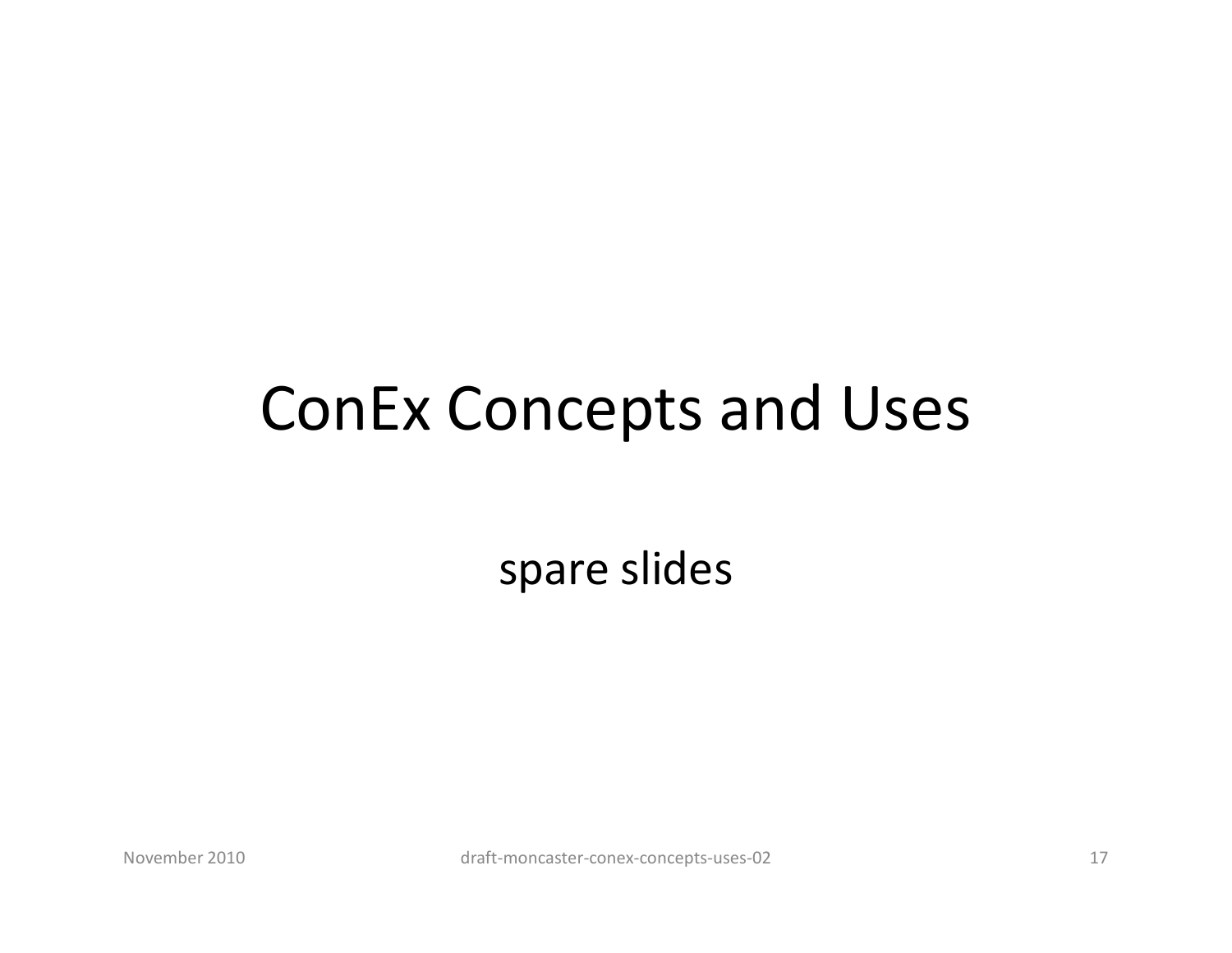# ConEx Concepts and Uses

spare slides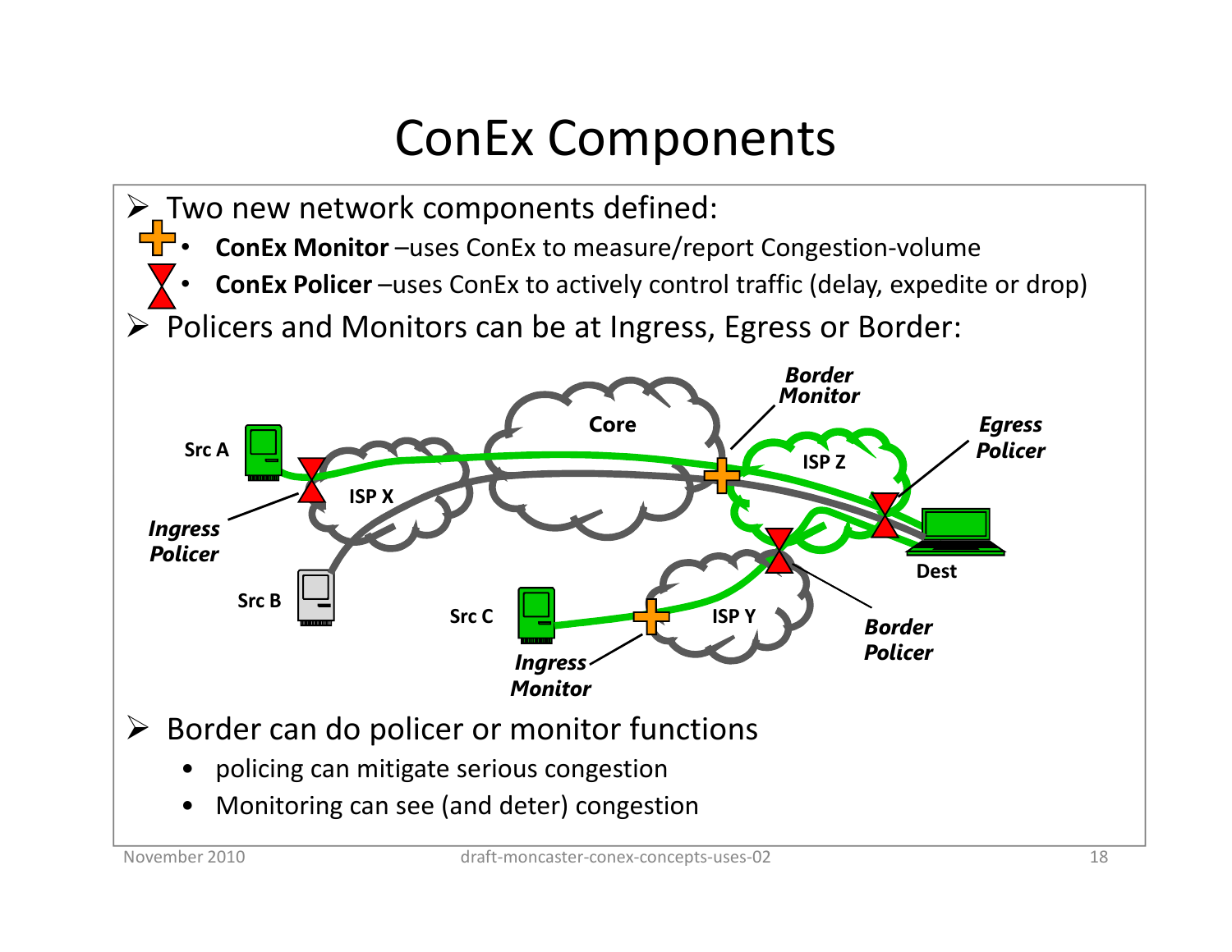# ConEx Components

- Two new network components defined:
  - **ConEx Monitor** –uses ConEx to measure/report Congestion-volume
  - **ConEx Policer** –uses ConEx to actively control traffic (delay, expedite or drop)
- Policers and Monitors can be at Ingress, Egress or Border:

- Border can do policer or monitor functions
  - policing can mitigate serious congestion
  - Monitoring can see (and deter) congestion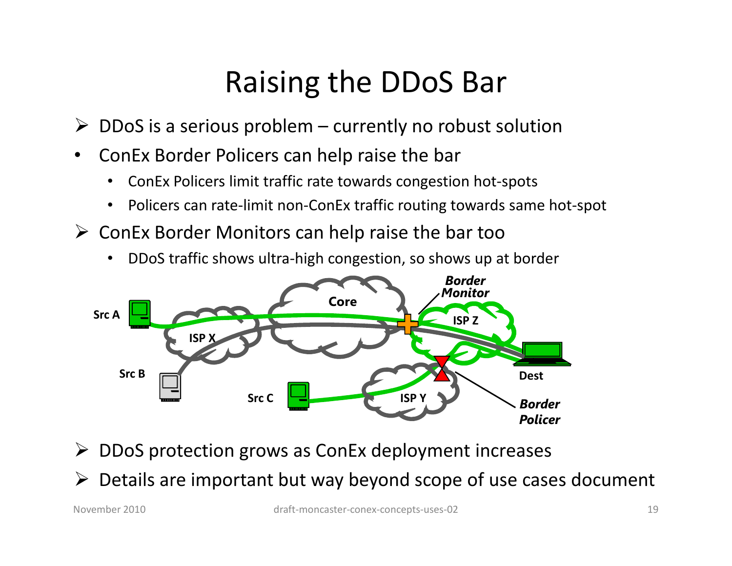# Raising the DDoS Bar

- DDoS is a serious problem – currently no robust solution
- ConEx Border Policers can help raise the bar
  - ConEx Policers limit traffic rate towards congestion hot-spots
  - Policers can rate-limit non-ConEx traffic routing towards same hot-spot
- ConEx Border Monitors can help raise the bar too
  - DDoS traffic shows ultra-high congestion, so shows up at border

Src A

Src B

Src C

ISP X

Core

ISP Y

ISP Z

Dest

*Border Monitor*

*Border Policer*

- DDoS protection grows as ConEx deployment increases
- Details are important but way beyond scope of use cases document